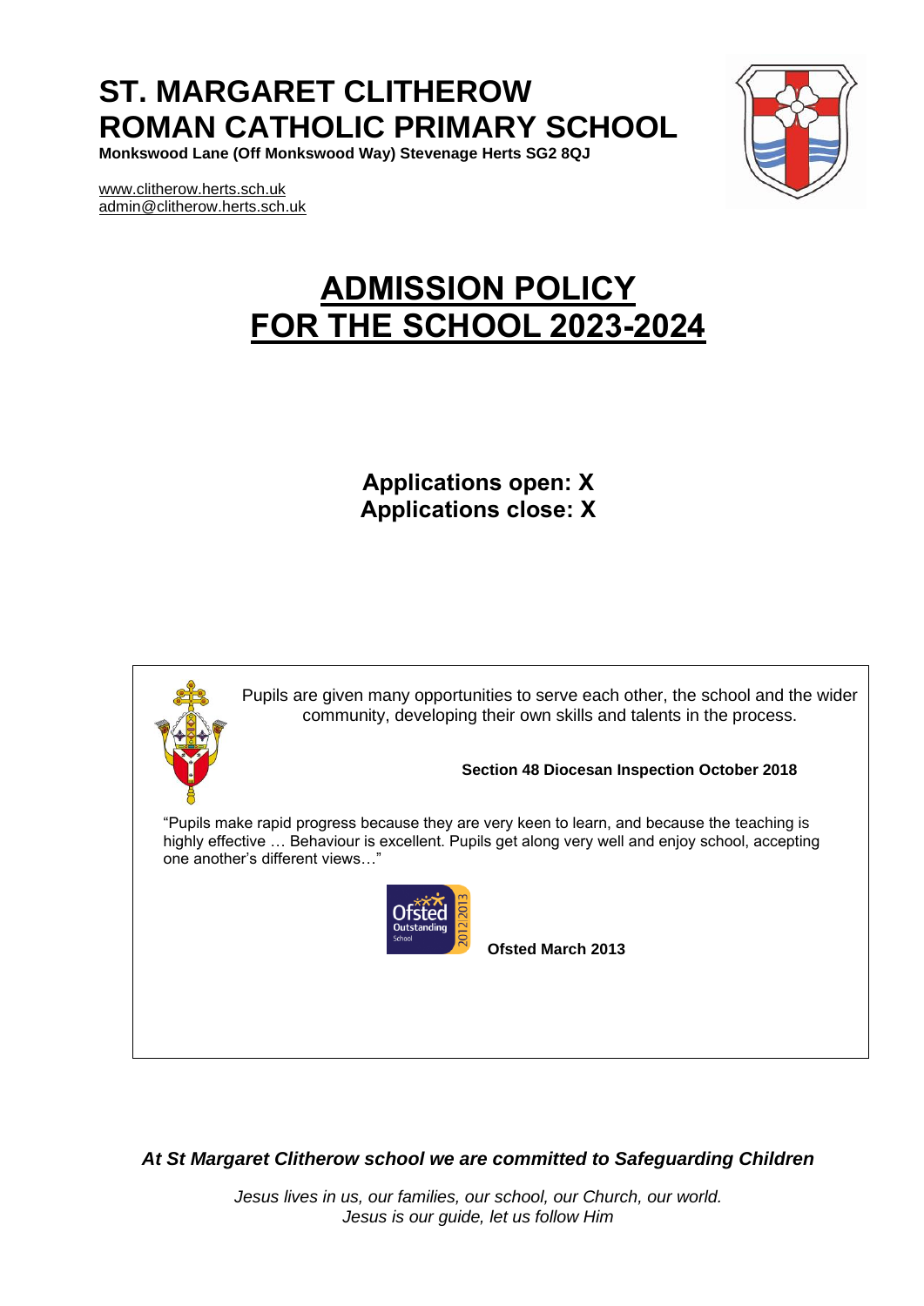# ST. MARGARET CLITHEROW ROMAN CATHOLIC PRIMARY SCHOOL

**Monkswood Lane (Off Monkswood Way) Stevenage Herts SG2 8QJ**

www.clitherow.herts.sch.uk
admin@clitherow.herts.sch.uk

# ADMISSION POLICY FOR THE SCHOOL 2023-2024

**Applications open: X**
**Applications close: X**

Pupils are given many opportunities to serve each other, the school and the wider community, developing their own skills and talents in the process.

**Section 48 Diocesan Inspection October 2018**

"Pupils make rapid progress because they are very keen to learn, and because the teaching is highly effective … Behaviour is excellent. Pupils get along very well and enjoy school, accepting one another's different views…"

Ofsted Outstanding School 2012|2013

**Ofsted March 2013**

***At St Margaret Clitherow school we are committed to Safeguarding Children***

*Jesus lives in us, our families, our school, our Church, our world.*
*Jesus is our guide, let us follow Him*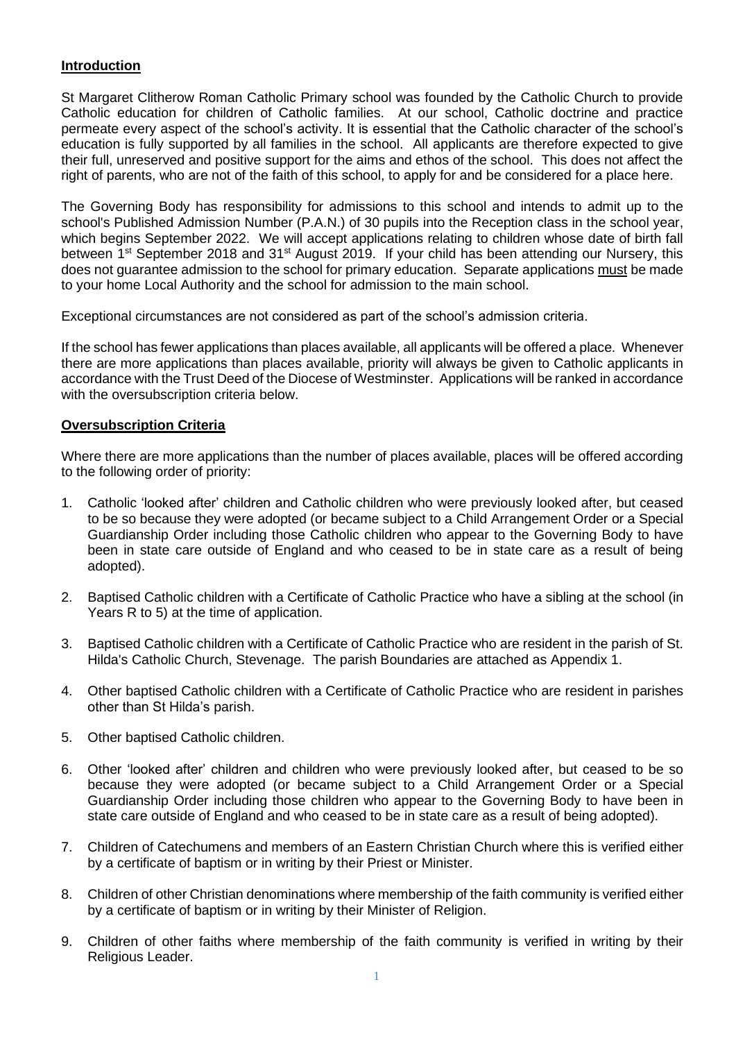**Introduction**

St Margaret Clitherow Roman Catholic Primary school was founded by the Catholic Church to provide Catholic education for children of Catholic families. At our school, Catholic doctrine and practice permeate every aspect of the school's activity. It is essential that the Catholic character of the school's education is fully supported by all families in the school. All applicants are therefore expected to give their full, unreserved and positive support for the aims and ethos of the school. This does not affect the right of parents, who are not of the faith of this school, to apply for and be considered for a place here.

The Governing Body has responsibility for admissions to this school and intends to admit up to the school's Published Admission Number (P.A.N.) of 30 pupils into the Reception class in the school year, which begins September 2022. We will accept applications relating to children whose date of birth fall between 1st September 2018 and 31st August 2019. If your child has been attending our Nursery, this does not guarantee admission to the school for primary education. Separate applications must be made to your home Local Authority and the school for admission to the main school.

Exceptional circumstances are not considered as part of the school's admission criteria.

If the school has fewer applications than places available, all applicants will be offered a place. Whenever there are more applications than places available, priority will always be given to Catholic applicants in accordance with the Trust Deed of the Diocese of Westminster. Applications will be ranked in accordance with the oversubscription criteria below.

**Oversubscription Criteria**

Where there are more applications than the number of places available, places will be offered according to the following order of priority:

1. Catholic 'looked after' children and Catholic children who were previously looked after, but ceased to be so because they were adopted (or became subject to a Child Arrangement Order or a Special Guardianship Order including those Catholic children who appear to the Governing Body to have been in state care outside of England and who ceased to be in state care as a result of being adopted).
2. Baptised Catholic children with a Certificate of Catholic Practice who have a sibling at the school (in Years R to 5) at the time of application.
3. Baptised Catholic children with a Certificate of Catholic Practice who are resident in the parish of St. Hilda's Catholic Church, Stevenage. The parish Boundaries are attached as Appendix 1.
4. Other baptised Catholic children with a Certificate of Catholic Practice who are resident in parishes other than St Hilda's parish.
5. Other baptised Catholic children.
6. Other 'looked after' children and children who were previously looked after, but ceased to be so because they were adopted (or became subject to a Child Arrangement Order or a Special Guardianship Order including those children who appear to the Governing Body to have been in state care outside of England and who ceased to be in state care as a result of being adopted).
7. Children of Catechumens and members of an Eastern Christian Church where this is verified either by a certificate of baptism or in writing by their Priest or Minister.
8. Children of other Christian denominations where membership of the faith community is verified either by a certificate of baptism or in writing by their Minister of Religion.
9. Children of other faiths where membership of the faith community is verified in writing by their Religious Leader.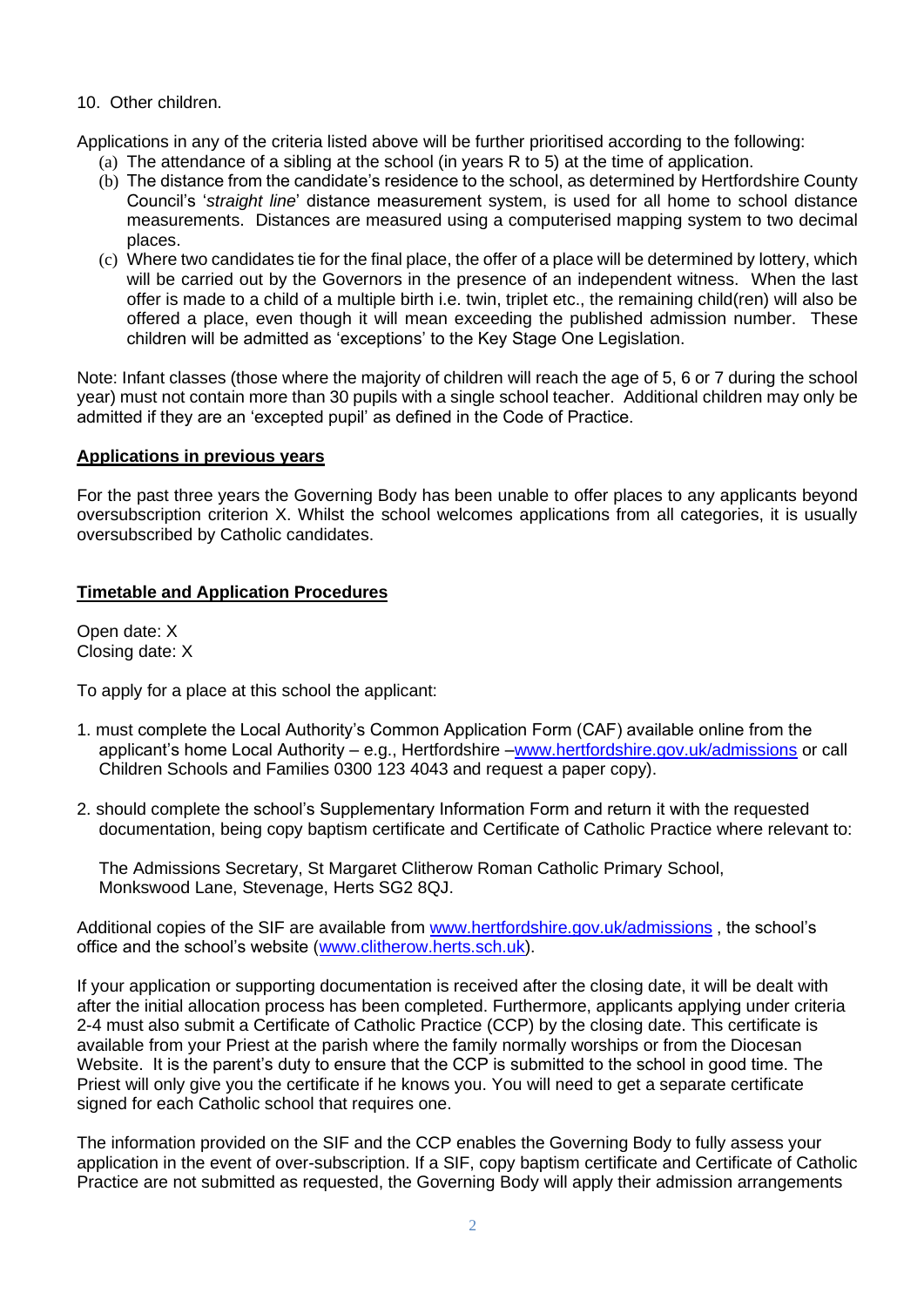10. Other children.

Applications in any of the criteria listed above will be further prioritised according to the following:

(a) The attendance of a sibling at the school (in years R to 5) at the time of application.
(b) The distance from the candidate's residence to the school, as determined by Hertfordshire County Council's '*straight line*' distance measurement system, is used for all home to school distance measurements. Distances are measured using a computerised mapping system to two decimal places.
(c) Where two candidates tie for the final place, the offer of a place will be determined by lottery, which will be carried out by the Governors in the presence of an independent witness. When the last offer is made to a child of a multiple birth i.e. twin, triplet etc., the remaining child(ren) will also be offered a place, even though it will mean exceeding the published admission number. These children will be admitted as 'exceptions' to the Key Stage One Legislation.

Note: Infant classes (those where the majority of children will reach the age of 5, 6 or 7 during the school year) must not contain more than 30 pupils with a single school teacher. Additional children may only be admitted if they are an 'excepted pupil' as defined in the Code of Practice.

**Applications in previous years**

For the past three years the Governing Body has been unable to offer places to any applicants beyond oversubscription criterion X. Whilst the school welcomes applications from all categories, it is usually oversubscribed by Catholic candidates.

**Timetable and Application Procedures**

Open date: X
Closing date: X

To apply for a place at this school the applicant:

1. must complete the Local Authority's Common Application Form (CAF) available online from the applicant's home Local Authority – e.g., Hertfordshire –www.hertfordshire.gov.uk/admissions or call Children Schools and Families 0300 123 4043 and request a paper copy).

2. should complete the school's Supplementary Information Form and return it with the requested documentation, being copy baptism certificate and Certificate of Catholic Practice where relevant to:

   The Admissions Secretary, St Margaret Clitherow Roman Catholic Primary School, Monkswood Lane, Stevenage, Herts SG2 8QJ.

Additional copies of the SIF are available from www.hertfordshire.gov.uk/admissions , the school's office and the school's website (www.clitherow.herts.sch.uk).

If your application or supporting documentation is received after the closing date, it will be dealt with after the initial allocation process has been completed. Furthermore, applicants applying under criteria 2-4 must also submit a Certificate of Catholic Practice (CCP) by the closing date. This certificate is available from your Priest at the parish where the family normally worships or from the Diocesan Website. It is the parent's duty to ensure that the CCP is submitted to the school in good time. The Priest will only give you the certificate if he knows you. You will need to get a separate certificate signed for each Catholic school that requires one.

The information provided on the SIF and the CCP enables the Governing Body to fully assess your application in the event of over-subscription. If a SIF, copy baptism certificate and Certificate of Catholic Practice are not submitted as requested, the Governing Body will apply their admission arrangements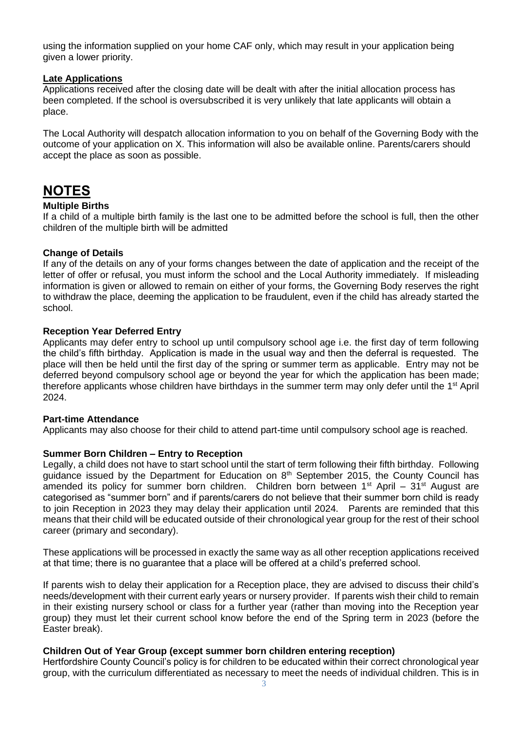using the information supplied on your home CAF only, which may result in your application being given a lower priority.

**Late Applications**

Applications received after the closing date will be dealt with after the initial allocation process has been completed. If the school is oversubscribed it is very unlikely that late applicants will obtain a place.

The Local Authority will despatch allocation information to you on behalf of the Governing Body with the outcome of your application on X. This information will also be available online. Parents/carers should accept the place as soon as possible.

# NOTES

**Multiple Births**

If a child of a multiple birth family is the last one to be admitted before the school is full, then the other children of the multiple birth will be admitted

**Change of Details**

If any of the details on any of your forms changes between the date of application and the receipt of the letter of offer or refusal, you must inform the school and the Local Authority immediately. If misleading information is given or allowed to remain on either of your forms, the Governing Body reserves the right to withdraw the place, deeming the application to be fraudulent, even if the child has already started the school.

**Reception Year Deferred Entry**

Applicants may defer entry to school up until compulsory school age i.e. the first day of term following the child's fifth birthday. Application is made in the usual way and then the deferral is requested. The place will then be held until the first day of the spring or summer term as applicable. Entry may not be deferred beyond compulsory school age or beyond the year for which the application has been made; therefore applicants whose children have birthdays in the summer term may only defer until the 1st April 2024.

**Part-time Attendance**

Applicants may also choose for their child to attend part-time until compulsory school age is reached.

**Summer Born Children – Entry to Reception**

Legally, a child does not have to start school until the start of term following their fifth birthday. Following guidance issued by the Department for Education on 8th September 2015, the County Council has amended its policy for summer born children. Children born between 1st April – 31st August are categorised as "summer born" and if parents/carers do not believe that their summer born child is ready to join Reception in 2023 they may delay their application until 2024. Parents are reminded that this means that their child will be educated outside of their chronological year group for the rest of their school career (primary and secondary).

These applications will be processed in exactly the same way as all other reception applications received at that time; there is no guarantee that a place will be offered at a child's preferred school.

If parents wish to delay their application for a Reception place, they are advised to discuss their child's needs/development with their current early years or nursery provider. If parents wish their child to remain in their existing nursery school or class for a further year (rather than moving into the Reception year group) they must let their current school know before the end of the Spring term in 2023 (before the Easter break).

**Children Out of Year Group (except summer born children entering reception)**

Hertfordshire County Council's policy is for children to be educated within their correct chronological year group, with the curriculum differentiated as necessary to meet the needs of individual children. This is in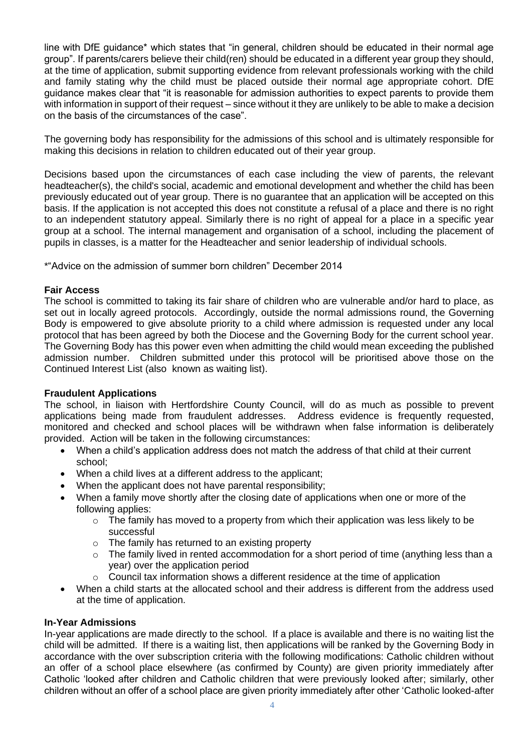line with DfE guidance* which states that "in general, children should be educated in their normal age group". If parents/carers believe their child(ren) should be educated in a different year group they should, at the time of application, submit supporting evidence from relevant professionals working with the child and family stating why the child must be placed outside their normal age appropriate cohort. DfE guidance makes clear that "it is reasonable for admission authorities to expect parents to provide them with information in support of their request – since without it they are unlikely to be able to make a decision on the basis of the circumstances of the case".

The governing body has responsibility for the admissions of this school and is ultimately responsible for making this decisions in relation to children educated out of their year group.

Decisions based upon the circumstances of each case including the view of parents, the relevant headteacher(s), the child's social, academic and emotional development and whether the child has been previously educated out of year group. There is no guarantee that an application will be accepted on this basis. If the application is not accepted this does not constitute a refusal of a place and there is no right to an independent statutory appeal. Similarly there is no right of appeal for a place in a specific year group at a school. The internal management and organisation of a school, including the placement of pupils in classes, is a matter for the Headteacher and senior leadership of individual schools.

*"Advice on the admission of summer born children" December 2014

**Fair Access**

The school is committed to taking its fair share of children who are vulnerable and/or hard to place, as set out in locally agreed protocols. Accordingly, outside the normal admissions round, the Governing Body is empowered to give absolute priority to a child where admission is requested under any local protocol that has been agreed by both the Diocese and the Governing Body for the current school year. The Governing Body has this power even when admitting the child would mean exceeding the published admission number. Children submitted under this protocol will be prioritised above those on the Continued Interest List (also known as waiting list).

**Fraudulent Applications**

The school, in liaison with Hertfordshire County Council, will do as much as possible to prevent applications being made from fraudulent addresses. Address evidence is frequently requested, monitored and checked and school places will be withdrawn when false information is deliberately provided. Action will be taken in the following circumstances:

- When a child's application address does not match the address of that child at their current school;
- When a child lives at a different address to the applicant;
- When the applicant does not have parental responsibility;
- When a family move shortly after the closing date of applications when one or more of the following applies:
  - The family has moved to a property from which their application was less likely to be successful
  - The family has returned to an existing property
  - The family lived in rented accommodation for a short period of time (anything less than a year) over the application period
  - Council tax information shows a different residence at the time of application
- When a child starts at the allocated school and their address is different from the address used at the time of application.

**In-Year Admissions**

In-year applications are made directly to the school. If a place is available and there is no waiting list the child will be admitted. If there is a waiting list, then applications will be ranked by the Governing Body in accordance with the over subscription criteria with the following modifications: Catholic children without an offer of a school place elsewhere (as confirmed by County) are given priority immediately after Catholic 'looked after children and Catholic children that were previously looked after; similarly, other children without an offer of a school place are given priority immediately after other 'Catholic looked-after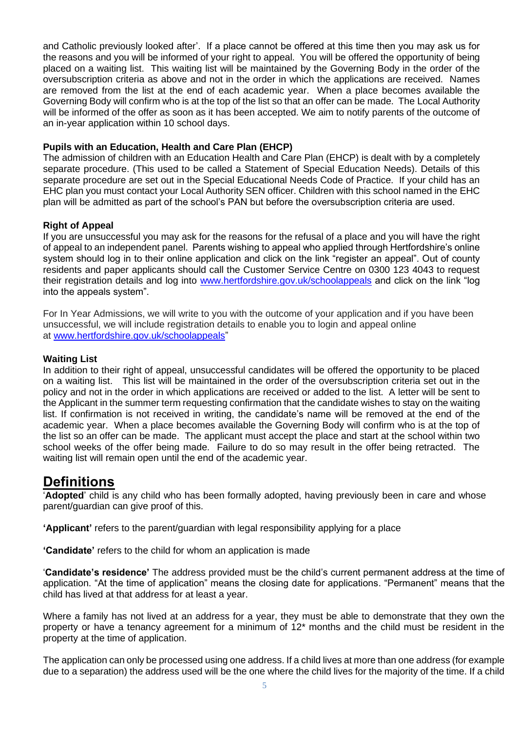and Catholic previously looked after'. If a place cannot be offered at this time then you may ask us for the reasons and you will be informed of your right to appeal. You will be offered the opportunity of being placed on a waiting list. This waiting list will be maintained by the Governing Body in the order of the oversubscription criteria as above and not in the order in which the applications are received. Names are removed from the list at the end of each academic year. When a place becomes available the Governing Body will confirm who is at the top of the list so that an offer can be made. The Local Authority will be informed of the offer as soon as it has been accepted. We aim to notify parents of the outcome of an in-year application within 10 school days.

**Pupils with an Education, Health and Care Plan (EHCP)**

The admission of children with an Education Health and Care Plan (EHCP) is dealt with by a completely separate procedure. (This used to be called a Statement of Special Education Needs). Details of this separate procedure are set out in the Special Educational Needs Code of Practice. If your child has an EHC plan you must contact your Local Authority SEN officer. Children with this school named in the EHC plan will be admitted as part of the school's PAN but before the oversubscription criteria are used.

**Right of Appeal**

If you are unsuccessful you may ask for the reasons for the refusal of a place and you will have the right of appeal to an independent panel. Parents wishing to appeal who applied through Hertfordshire's online system should log in to their online application and click on the link "register an appeal". Out of county residents and paper applicants should call the Customer Service Centre on 0300 123 4043 to request their registration details and log into [www.hertfordshire.gov.uk/schoolappeals](www.hertfordshire.gov.uk/schoolappeals) and click on the link "log into the appeals system".

For In Year Admissions, we will write to you with the outcome of your application and if you have been unsuccessful, we will include registration details to enable you to login and appeal online at [www.hertfordshire.gov.uk/schoolappeals](www.hertfordshire.gov.uk/schoolappeals)"

**Waiting List**

In addition to their right of appeal, unsuccessful candidates will be offered the opportunity to be placed on a waiting list. This list will be maintained in the order of the oversubscription criteria set out in the policy and not in the order in which applications are received or added to the list. A letter will be sent to the Applicant in the summer term requesting confirmation that the candidate wishes to stay on the waiting list. If confirmation is not received in writing, the candidate's name will be removed at the end of the academic year. When a place becomes available the Governing Body will confirm who is at the top of the list so an offer can be made. The applicant must accept the place and start at the school within two school weeks of the offer being made. Failure to do so may result in the offer being retracted. The waiting list will remain open until the end of the academic year.

# Definitions

'**Adopted**' child is any child who has been formally adopted, having previously been in care and whose parent/guardian can give proof of this.

**'Applicant'** refers to the parent/guardian with legal responsibility applying for a place

**'Candidate'** refers to the child for whom an application is made

'**Candidate's residence'** The address provided must be the child's current permanent address at the time of application. "At the time of application" means the closing date for applications. "Permanent" means that the child has lived at that address for at least a year.

Where a family has not lived at an address for a year, they must be able to demonstrate that they own the property or have a tenancy agreement for a minimum of 12* months and the child must be resident in the property at the time of application.

The application can only be processed using one address. If a child lives at more than one address (for example due to a separation) the address used will be the one where the child lives for the majority of the time. If a child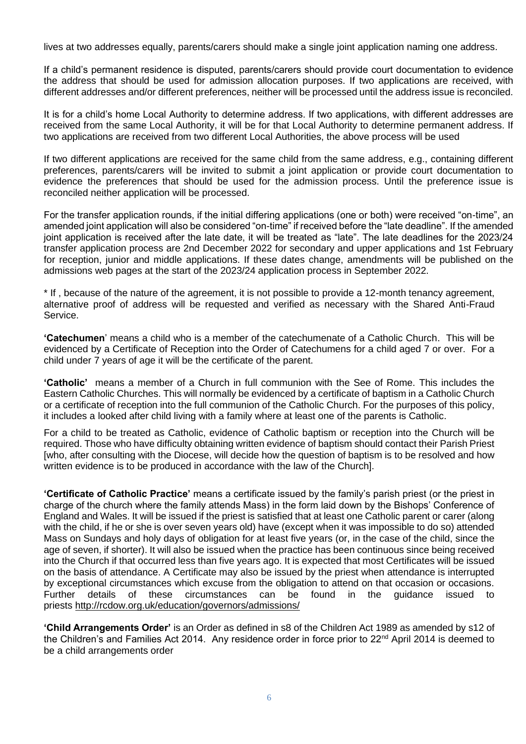lives at two addresses equally, parents/carers should make a single joint application naming one address.

If a child's permanent residence is disputed, parents/carers should provide court documentation to evidence the address that should be used for admission allocation purposes. If two applications are received, with different addresses and/or different preferences, neither will be processed until the address issue is reconciled.

It is for a child's home Local Authority to determine address. If two applications, with different addresses are received from the same Local Authority, it will be for that Local Authority to determine permanent address. If two applications are received from two different Local Authorities, the above process will be used

If two different applications are received for the same child from the same address, e.g., containing different preferences, parents/carers will be invited to submit a joint application or provide court documentation to evidence the preferences that should be used for the admission process. Until the preference issue is reconciled neither application will be processed.

For the transfer application rounds, if the initial differing applications (one or both) were received "on-time", an amended joint application will also be considered "on-time" if received before the "late deadline". If the amended joint application is received after the late date, it will be treated as "late". The late deadlines for the 2023/24 transfer application process are 2nd December 2022 for secondary and upper applications and 1st February for reception, junior and middle applications. If these dates change, amendments will be published on the admissions web pages at the start of the 2023/24 application process in September 2022.

* If , because of the nature of the agreement, it is not possible to provide a 12-month tenancy agreement, alternative proof of address will be requested and verified as necessary with the Shared Anti-Fraud Service.

**'Catechumen**' means a child who is a member of the catechumenate of a Catholic Church. This will be evidenced by a Certificate of Reception into the Order of Catechumens for a child aged 7 or over. For a child under 7 years of age it will be the certificate of the parent.

**'Catholic'** means a member of a Church in full communion with the See of Rome. This includes the Eastern Catholic Churches. This will normally be evidenced by a certificate of baptism in a Catholic Church or a certificate of reception into the full communion of the Catholic Church. For the purposes of this policy, it includes a looked after child living with a family where at least one of the parents is Catholic.

For a child to be treated as Catholic, evidence of Catholic baptism or reception into the Church will be required. Those who have difficulty obtaining written evidence of baptism should contact their Parish Priest [who, after consulting with the Diocese, will decide how the question of baptism is to be resolved and how written evidence is to be produced in accordance with the law of the Church].

**'Certificate of Catholic Practice'** means a certificate issued by the family's parish priest (or the priest in charge of the church where the family attends Mass) in the form laid down by the Bishops' Conference of England and Wales. It will be issued if the priest is satisfied that at least one Catholic parent or carer (along with the child, if he or she is over seven years old) have (except when it was impossible to do so) attended Mass on Sundays and holy days of obligation for at least five years (or, in the case of the child, since the age of seven, if shorter). It will also be issued when the practice has been continuous since being received into the Church if that occurred less than five years ago. It is expected that most Certificates will be issued on the basis of attendance. A Certificate may also be issued by the priest when attendance is interrupted by exceptional circumstances which excuse from the obligation to attend on that occasion or occasions. Further details of these circumstances can be found in the guidance issued to priests http://rcdow.org.uk/education/governors/admissions/

**'Child Arrangements Order'** is an Order as defined in s8 of the Children Act 1989 as amended by s12 of the Children's and Families Act 2014. Any residence order in force prior to 22nd April 2014 is deemed to be a child arrangements order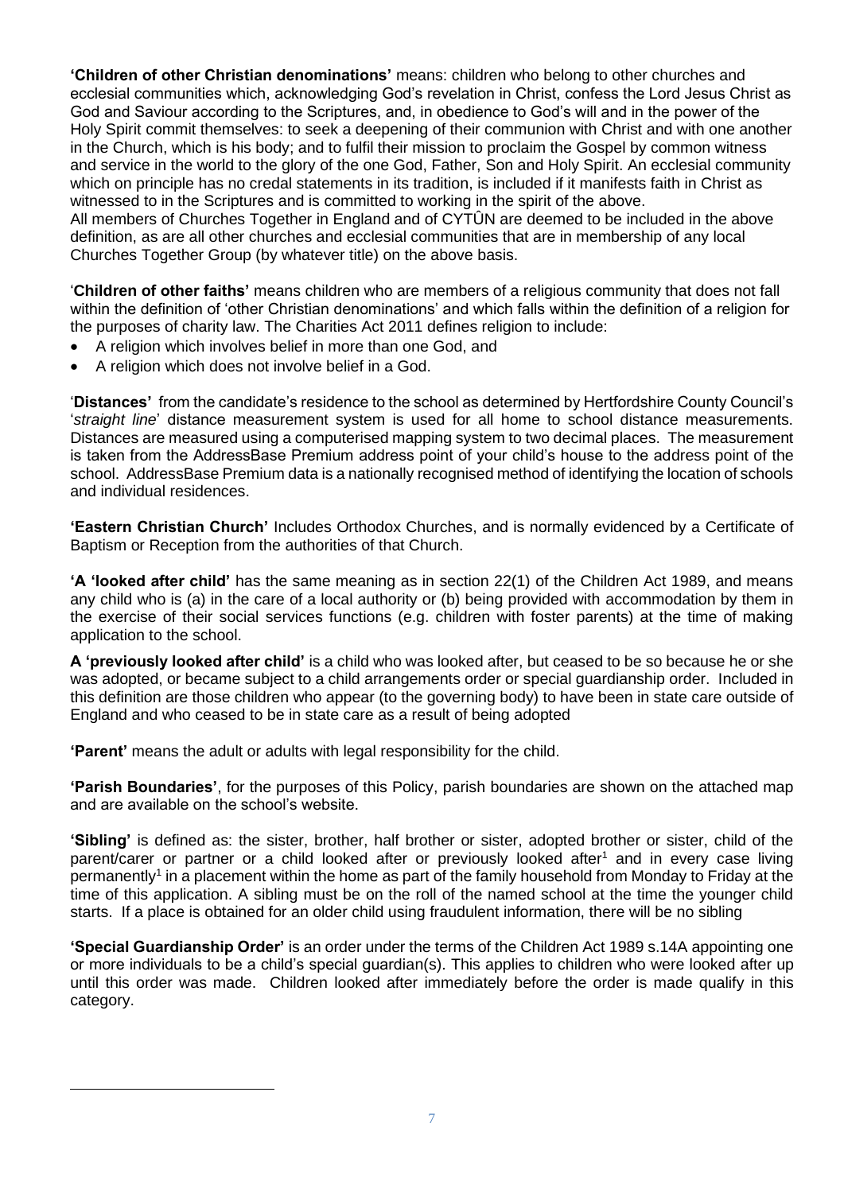**'Children of other Christian denominations'** means: children who belong to other churches and ecclesial communities which, acknowledging God's revelation in Christ, confess the Lord Jesus Christ as God and Saviour according to the Scriptures, and, in obedience to God's will and in the power of the Holy Spirit commit themselves: to seek a deepening of their communion with Christ and with one another in the Church, which is his body; and to fulfil their mission to proclaim the Gospel by common witness and service in the world to the glory of the one God, Father, Son and Holy Spirit. An ecclesial community which on principle has no credal statements in its tradition, is included if it manifests faith in Christ as witnessed to in the Scriptures and is committed to working in the spirit of the above.
All members of Churches Together in England and of CYTÛN are deemed to be included in the above definition, as are all other churches and ecclesial communities that are in membership of any local Churches Together Group (by whatever title) on the above basis.

'**Children of other faiths'** means children who are members of a religious community that does not fall within the definition of 'other Christian denominations' and which falls within the definition of a religion for the purposes of charity law. The Charities Act 2011 defines religion to include:

- A religion which involves belief in more than one God, and
- A religion which does not involve belief in a God.

'**Distances'** from the candidate's residence to the school as determined by Hertfordshire County Council's '*straight line*' distance measurement system is used for all home to school distance measurements. Distances are measured using a computerised mapping system to two decimal places. The measurement is taken from the AddressBase Premium address point of your child's house to the address point of the school. AddressBase Premium data is a nationally recognised method of identifying the location of schools and individual residences.

**'Eastern Christian Church'** Includes Orthodox Churches, and is normally evidenced by a Certificate of Baptism or Reception from the authorities of that Church.

**'A 'looked after child'** has the same meaning as in section 22(1) of the Children Act 1989, and means any child who is (a) in the care of a local authority or (b) being provided with accommodation by them in the exercise of their social services functions (e.g. children with foster parents) at the time of making application to the school.

**A 'previously looked after child'** is a child who was looked after, but ceased to be so because he or she was adopted, or became subject to a child arrangements order or special guardianship order. Included in this definition are those children who appear (to the governing body) to have been in state care outside of England and who ceased to be in state care as a result of being adopted

**'Parent'** means the adult or adults with legal responsibility for the child.

**'Parish Boundaries'**, for the purposes of this Policy, parish boundaries are shown on the attached map and are available on the school's website.

**'Sibling'** is defined as: the sister, brother, half brother or sister, adopted brother or sister, child of the parent/carer or partner or a child looked after or previously looked after[1] and in every case living permanently[1] in a placement within the home as part of the family household from Monday to Friday at the time of this application. A sibling must be on the roll of the named school at the time the younger child starts. If a place is obtained for an older child using fraudulent information, there will be no sibling

**'Special Guardianship Order'** is an order under the terms of the Children Act 1989 s.14A appointing one or more individuals to be a child's special guardian(s). This applies to children who were looked after up until this order was made. Children looked after immediately before the order is made qualify in this category.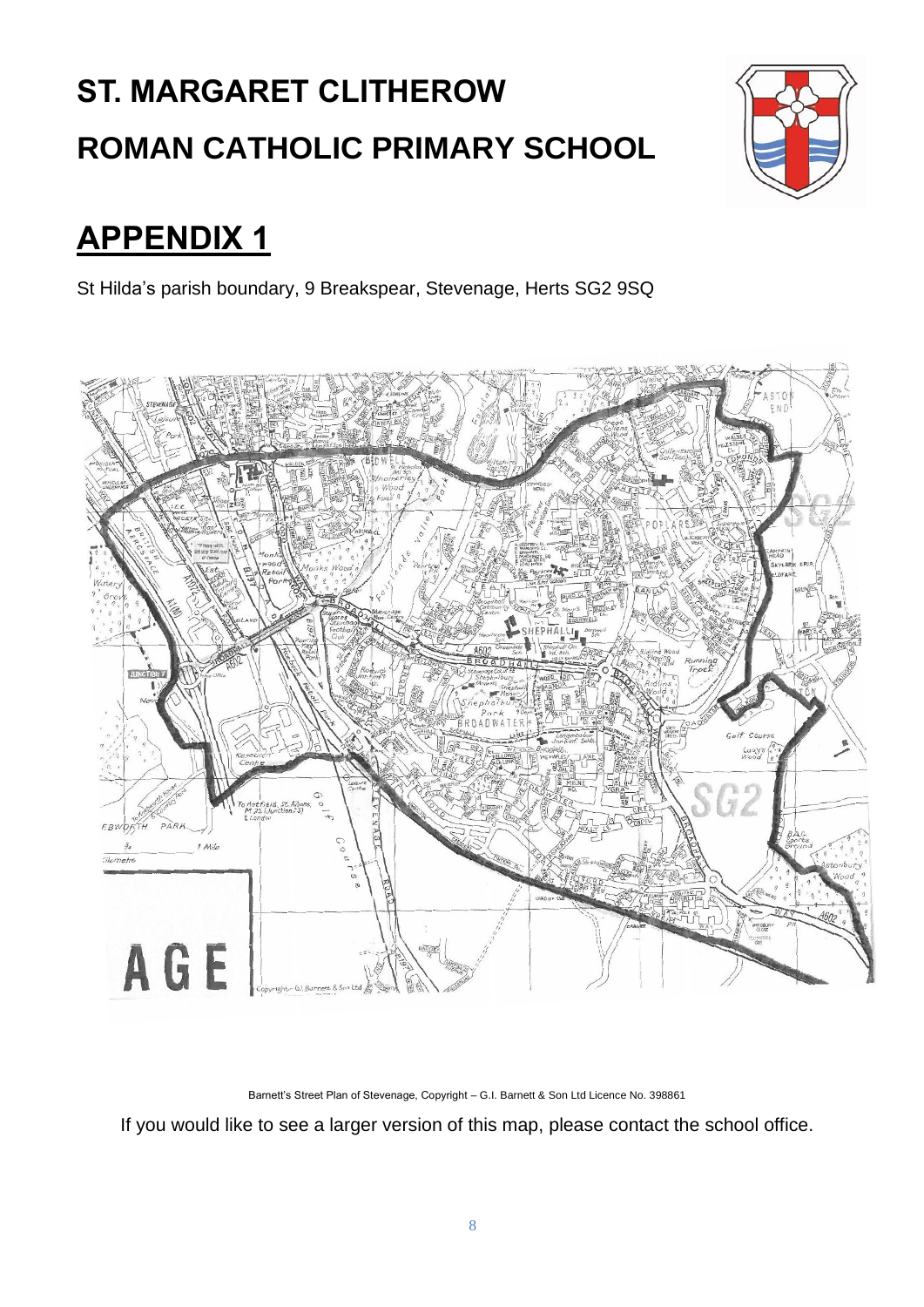# ST. MARGARET CLITHEROW

# ROMAN CATHOLIC PRIMARY SCHOOL

## APPENDIX 1

St Hilda's parish boundary, 9 Breakspear, Stevenage, Herts SG2 9SQ

Barnett's Street Plan of Stevenage, Copyright – G.I. Barnett & Son Ltd Licence No. 398861

If you would like to see a larger version of this map, please contact the school office.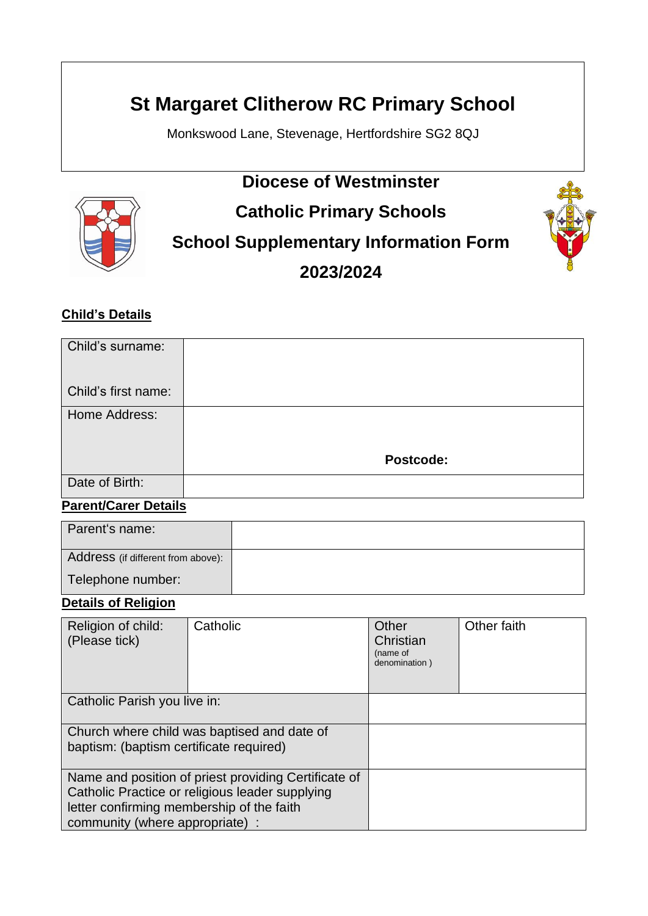# St Margaret Clitherow RC Primary School

Monkswood Lane, Stevenage, Hertfordshire SG2 8QJ

## Diocese of Westminster

## Catholic Primary Schools

## School Supplementary Information Form

## 2023/2024

**Child's Details**

| | |
|---|---|
| Child's surname:<br><br>Child's first name: | |
| Home Address: | **Postcode:** |
| Date of Birth: | |

**Parent/Carer Details**

| | |
|---|---|
| Parent's name: | |
| Address (if different from above):<br>Telephone number: | |

**Details of Religion**

| | | | |
|---|---|---|---|
| Religion of child: (Please tick) | Catholic | Other Christian (name of denomination ) | Other faith |
| Catholic Parish you live in: | | | |
| Church where child was baptised and date of baptism: (baptism certificate required) | | | |
| Name and position of priest providing Certificate of Catholic Practice or religious leader supplying letter confirming membership of the faith community (where appropriate) : | | | |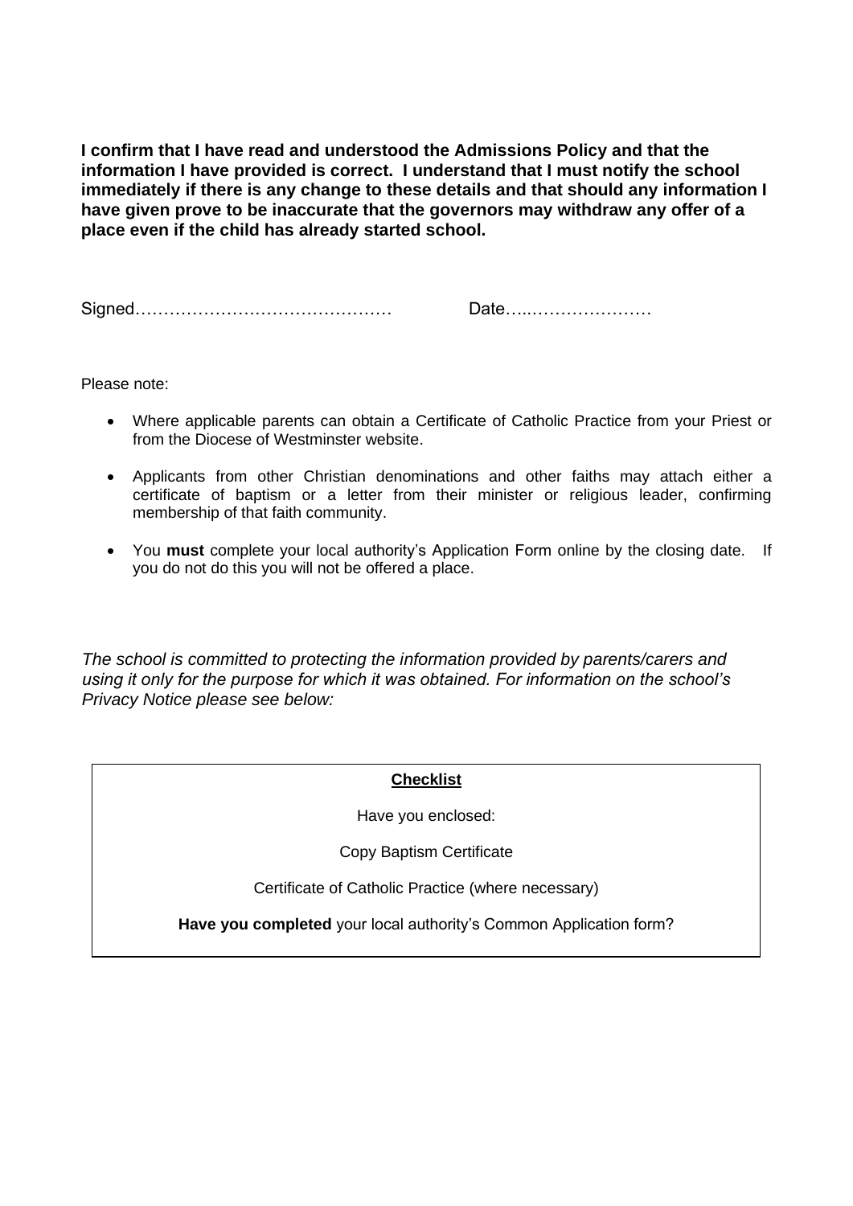**I confirm that I have read and understood the Admissions Policy and that the information I have provided is correct. I understand that I must notify the school immediately if there is any change to these details and that should any information I have given prove to be inaccurate that the governors may withdraw any offer of a place even if the child has already started school.**

Signed……………………………………… Date…..…………………

Please note:

- Where applicable parents can obtain a Certificate of Catholic Practice from your Priest or from the Diocese of Westminster website.
- Applicants from other Christian denominations and other faiths may attach either a certificate of baptism or a letter from their minister or religious leader, confirming membership of that faith community.
- You **must** complete your local authority's Application Form online by the closing date. If you do not do this you will not be offered a place.

*The school is committed to protecting the information provided by parents/carers and using it only for the purpose for which it was obtained. For information on the school's Privacy Notice please see below:*

**Checklist**

Have you enclosed:

Copy Baptism Certificate

Certificate of Catholic Practice (where necessary)

**Have you completed** your local authority's Common Application form?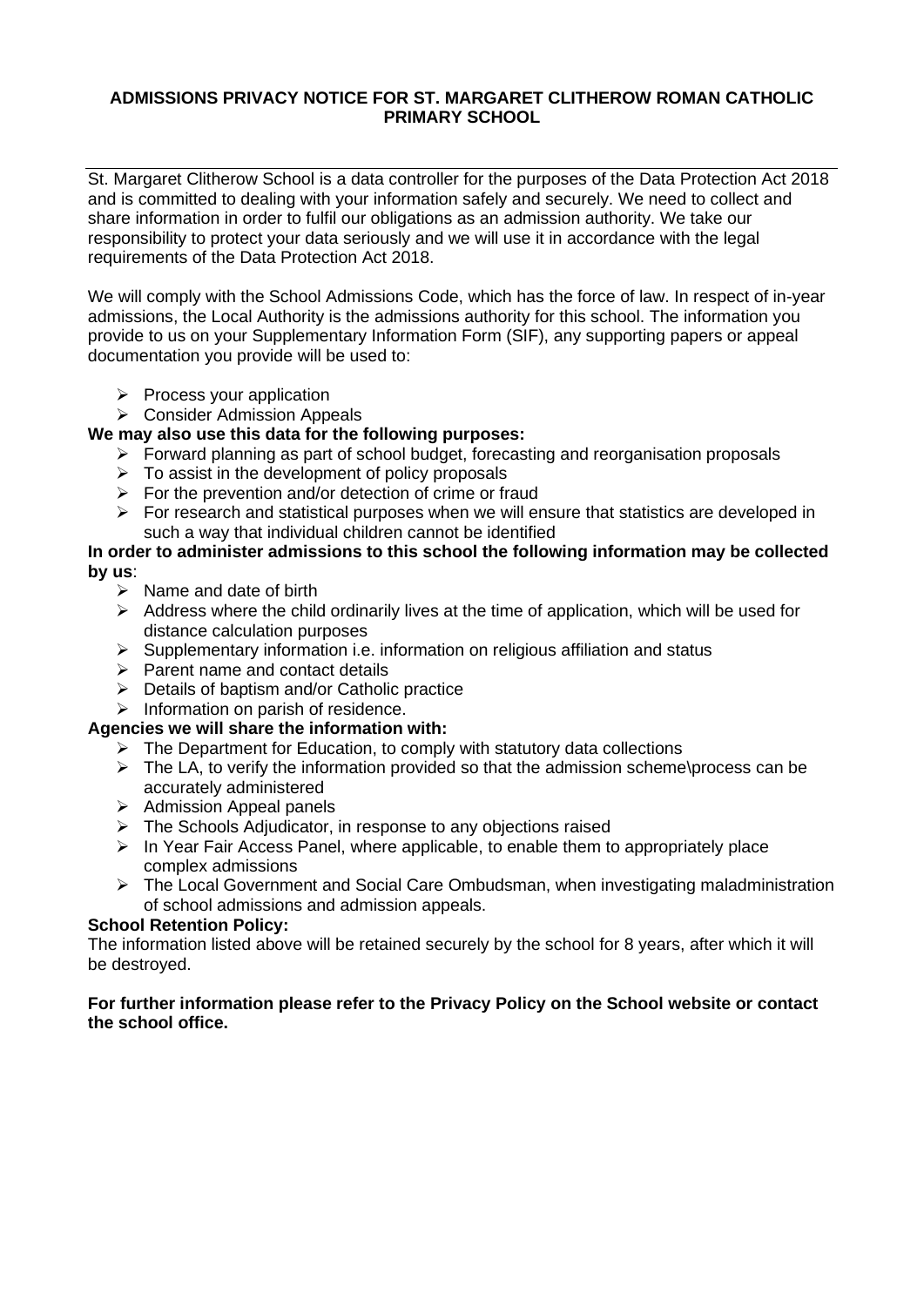# ADMISSIONS PRIVACY NOTICE FOR ST. MARGARET CLITHEROW ROMAN CATHOLIC PRIMARY SCHOOL

St. Margaret Clitherow School is a data controller for the purposes of the Data Protection Act 2018 and is committed to dealing with your information safely and securely. We need to collect and share information in order to fulfil our obligations as an admission authority. We take our responsibility to protect your data seriously and we will use it in accordance with the legal requirements of the Data Protection Act 2018.

We will comply with the School Admissions Code, which has the force of law. In respect of in-year admissions, the Local Authority is the admissions authority for this school. The information you provide to us on your Supplementary Information Form (SIF), any supporting papers or appeal documentation you provide will be used to:

- Process your application
- Consider Admission Appeals

**We may also use this data for the following purposes:**

- Forward planning as part of school budget, forecasting and reorganisation proposals
- To assist in the development of policy proposals
- For the prevention and/or detection of crime or fraud
- For research and statistical purposes when we will ensure that statistics are developed in such a way that individual children cannot be identified

**In order to administer admissions to this school the following information may be collected by us**:

- Name and date of birth
- Address where the child ordinarily lives at the time of application, which will be used for distance calculation purposes
- Supplementary information i.e. information on religious affiliation and status
- Parent name and contact details
- Details of baptism and/or Catholic practice
- Information on parish of residence.

**Agencies we will share the information with:**

- The Department for Education, to comply with statutory data collections
- The LA, to verify the information provided so that the admission scheme\process can be accurately administered
- Admission Appeal panels
- The Schools Adjudicator, in response to any objections raised
- In Year Fair Access Panel, where applicable, to enable them to appropriately place complex admissions
- The Local Government and Social Care Ombudsman, when investigating maladministration of school admissions and admission appeals.

**School Retention Policy:**

The information listed above will be retained securely by the school for 8 years, after which it will be destroyed.

**For further information please refer to the Privacy Policy on the School website or contact the school office.**